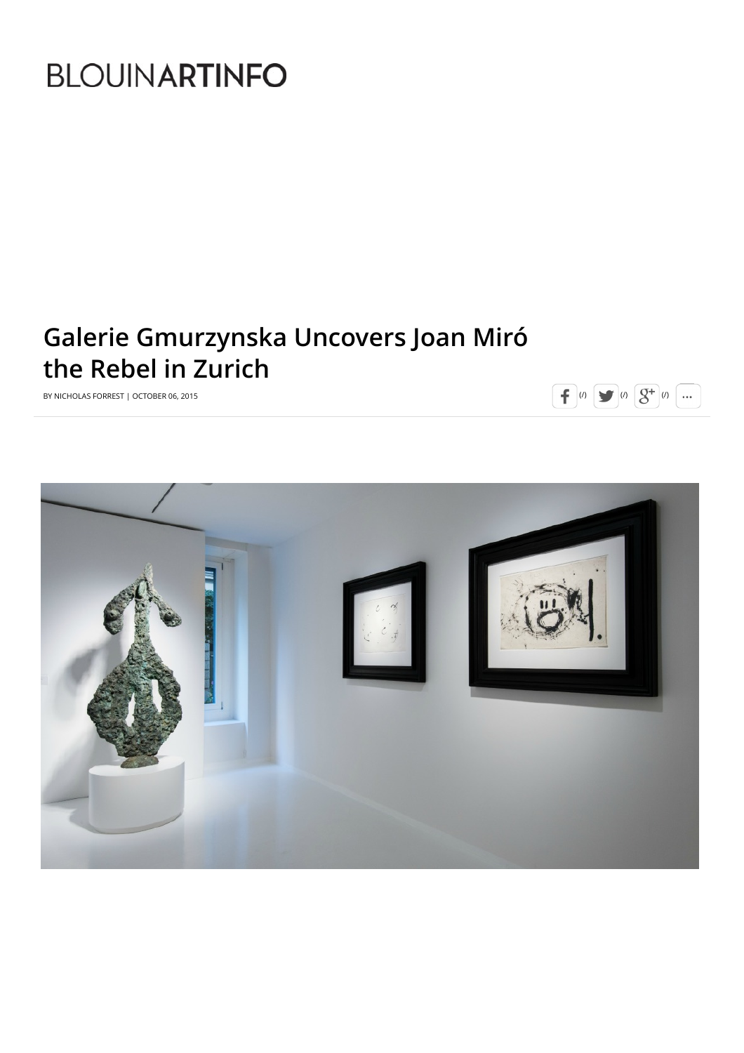BLOUINARTINFO

# Galerie Gmurzynska Uncovers Joan Miró the Rebel in Zurich

BY NICHOLAS FORREST | OCTOBER 06, 2015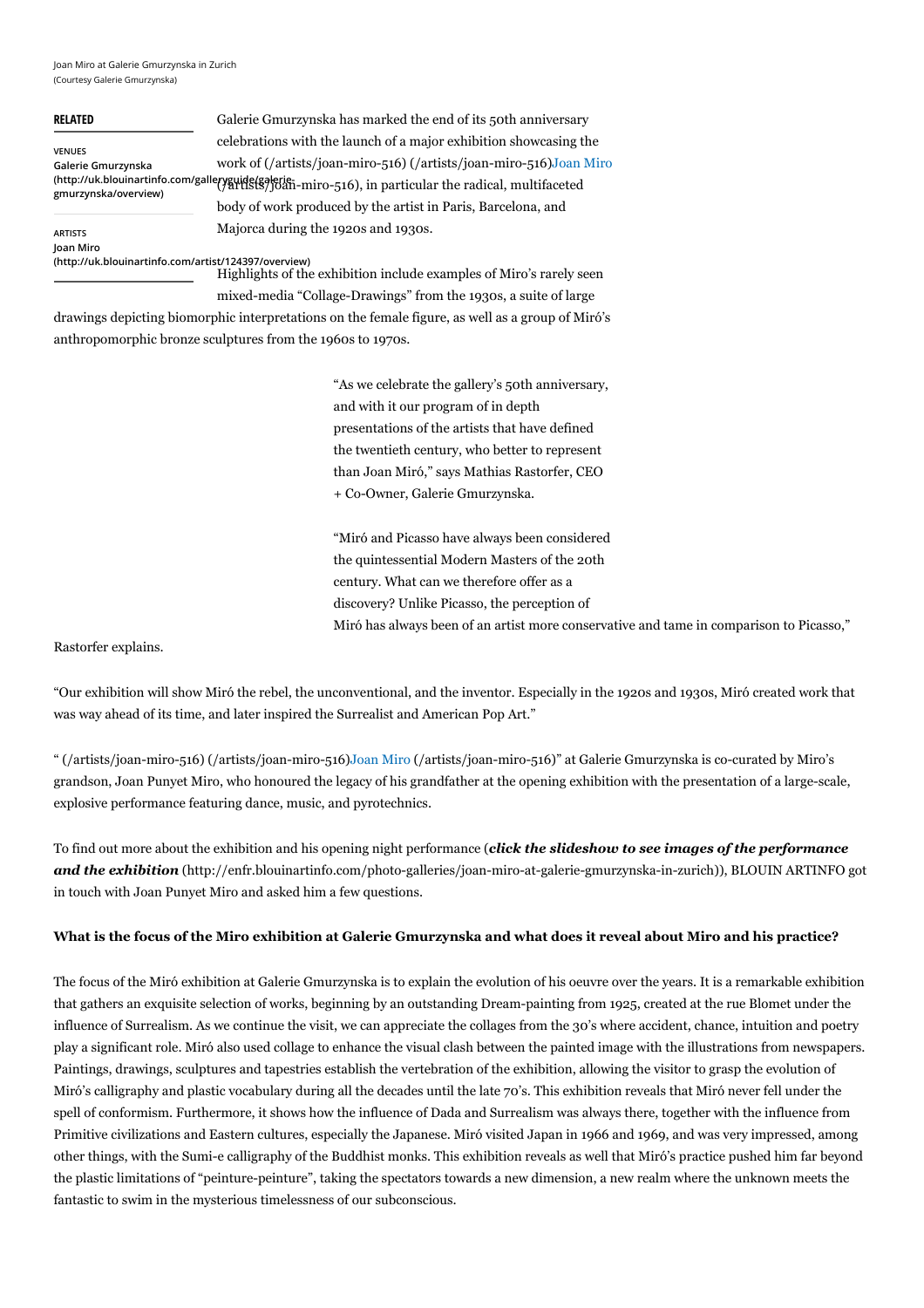Joan Miro at Galerie Gmurzynska in Zurich
(Courtesy Galerie Gmurzynska)

**RELATED**

VENUES
Galerie Gmurzynska
(http://uk.blouinartinfo.com/galleryguide/galerie-gmurzynska/overview)

ARTISTS
Joan Miro
(http://uk.blouinartinfo.com/artist/124397/overview)

Galerie Gmurzynska has marked the end of its 50th anniversary celebrations with the launch of a major exhibition showcasing the work of (/artists/joan-miro-516) (/artists/joan-miro-516)Joan Miro (/artists/joan-miro-516), in particular the radical, multifaceted body of work produced by the artist in Paris, Barcelona, and Majorca during the 1920s and 1930s.

Highlights of the exhibition include examples of Miro's rarely seen mixed-media "Collage-Drawings" from the 1930s, a suite of large drawings depicting biomorphic interpretations on the female figure, as well as a group of Miró's anthropomorphic bronze sculptures from the 1960s to 1970s.

"As we celebrate the gallery's 50th anniversary, and with it our program of in depth presentations of the artists that have defined the twentieth century, who better to represent than Joan Miró," says Mathias Rastorfer, CEO + Co-Owner, Galerie Gmurzynska.

"Miró and Picasso have always been considered the quintessential Modern Masters of the 20th century. What can we therefore offer as a discovery? Unlike Picasso, the perception of Miró has always been of an artist more conservative and tame in comparison to Picasso," Rastorfer explains.

"Our exhibition will show Miró the rebel, the unconventional, and the inventor. Especially in the 1920s and 1930s, Miró created work that was way ahead of its time, and later inspired the Surrealist and American Pop Art."

" (/artists/joan-miro-516) (/artists/joan-miro-516)Joan Miro (/artists/joan-miro-516)" at Galerie Gmurzynska is co-curated by Miro's grandson, Joan Punyet Miro, who honoured the legacy of his grandfather at the opening exhibition with the presentation of a large-scale, explosive performance featuring dance, music, and pyrotechnics.

To find out more about the exhibition and his opening night performance (***click the slideshow to see images of the performance and the exhibition*** (http://enfr.blouinartinfo.com/photo-galleries/joan-miro-at-galerie-gmurzynska-in-zurich)), BLOUIN ARTINFO got in touch with Joan Punyet Miro and asked him a few questions.

**What is the focus of the Miro exhibition at Galerie Gmurzynska and what does it reveal about Miro and his practice?**

The focus of the Miró exhibition at Galerie Gmurzynska is to explain the evolution of his oeuvre over the years. It is a remarkable exhibition that gathers an exquisite selection of works, beginning by an outstanding Dream-painting from 1925, created at the rue Blomet under the influence of Surrealism. As we continue the visit, we can appreciate the collages from the 30's where accident, chance, intuition and poetry play a significant role. Miró also used collage to enhance the visual clash between the painted image with the illustrations from newspapers. Paintings, drawings, sculptures and tapestries establish the vertebration of the exhibition, allowing the visitor to grasp the evolution of Miró's calligraphy and plastic vocabulary during all the decades until the late 70's. This exhibition reveals that Miró never fell under the spell of conformism. Furthermore, it shows how the influence of Dada and Surrealism was always there, together with the influence from Primitive civilizations and Eastern cultures, especially the Japanese. Miró visited Japan in 1966 and 1969, and was very impressed, among other things, with the Sumi-e calligraphy of the Buddhist monks. This exhibition reveals as well that Miró's practice pushed him far beyond the plastic limitations of "peinture-peinture", taking the spectators towards a new dimension, a new realm where the unknown meets the fantastic to swim in the mysterious timelessness of our subconscious.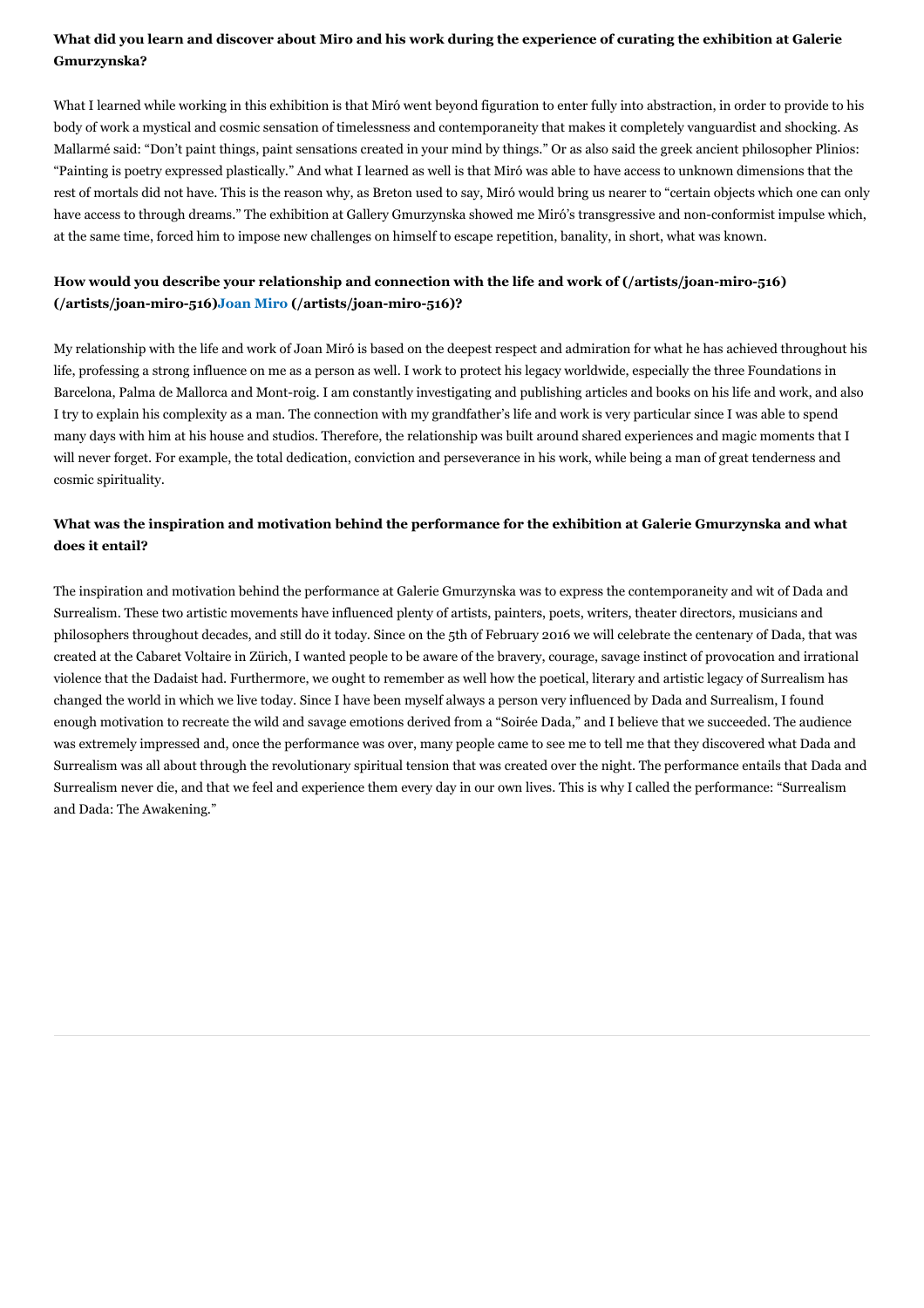**What did you learn and discover about Miro and his work during the experience of curating the exhibition at Galerie Gmurzynska?**

What I learned while working in this exhibition is that Miró went beyond figuration to enter fully into abstraction, in order to provide to his body of work a mystical and cosmic sensation of timelessness and contemporaneity that makes it completely vanguardist and shocking. As Mallarmé said: "Don't paint things, paint sensations created in your mind by things." Or as also said the greek ancient philosopher Plinios: "Painting is poetry expressed plastically." And what I learned as well is that Miró was able to have access to unknown dimensions that the rest of mortals did not have. This is the reason why, as Breton used to say, Miró would bring us nearer to "certain objects which one can only have access to through dreams." The exhibition at Gallery Gmurzynska showed me Miró's transgressive and non-conformist impulse which, at the same time, forced him to impose new challenges on himself to escape repetition, banality, in short, what was known.

**How would you describe your relationship and connection with the life and work of (/artists/joan-miro-516) (/artists/joan-miro-516)Joan Miro (/artists/joan-miro-516)?**

My relationship with the life and work of Joan Miró is based on the deepest respect and admiration for what he has achieved throughout his life, professing a strong influence on me as a person as well. I work to protect his legacy worldwide, especially the three Foundations in Barcelona, Palma de Mallorca and Mont-roig. I am constantly investigating and publishing articles and books on his life and work, and also I try to explain his complexity as a man. The connection with my grandfather's life and work is very particular since I was able to spend many days with him at his house and studios. Therefore, the relationship was built around shared experiences and magic moments that I will never forget. For example, the total dedication, conviction and perseverance in his work, while being a man of great tenderness and cosmic spirituality.

**What was the inspiration and motivation behind the performance for the exhibition at Galerie Gmurzynska and what does it entail?**

The inspiration and motivation behind the performance at Galerie Gmurzynska was to express the contemporaneity and wit of Dada and Surrealism. These two artistic movements have influenced plenty of artists, painters, poets, writers, theater directors, musicians and philosophers throughout decades, and still do it today. Since on the 5th of February 2016 we will celebrate the centenary of Dada, that was created at the Cabaret Voltaire in Zürich, I wanted people to be aware of the bravery, courage, savage instinct of provocation and irrational violence that the Dadaist had. Furthermore, we ought to remember as well how the poetical, literary and artistic legacy of Surrealism has changed the world in which we live today. Since I have been myself always a person very influenced by Dada and Surrealism, I found enough motivation to recreate the wild and savage emotions derived from a "Soirée Dada," and I believe that we succeeded. The audience was extremely impressed and, once the performance was over, many people came to see me to tell me that they discovered what Dada and Surrealism was all about through the revolutionary spiritual tension that was created over the night. The performance entails that Dada and Surrealism never die, and that we feel and experience them every day in our own lives. This is why I called the performance: "Surrealism and Dada: The Awakening."